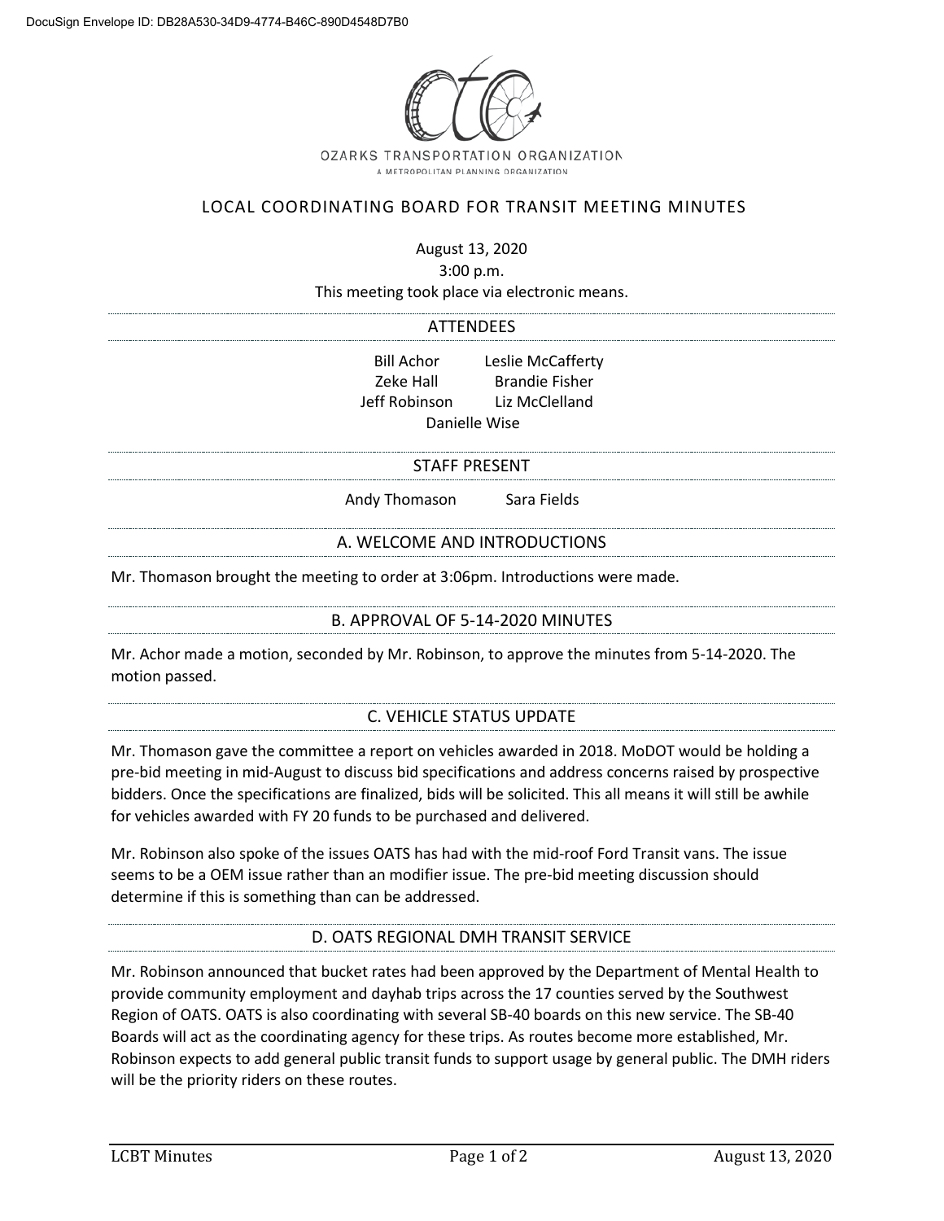DocuSign Envelope ID: DB28A530-34D9-4774-B46C-890D4548D7B0

OZARKS TRANSPORTATION ORGANIZATION
A METROPOLITAN PLANNING ORGANIZATION

# LOCAL COORDINATING BOARD FOR TRANSIT MEETING MINUTES

August 13, 2020
3:00 p.m.
This meeting took place via electronic means.

## ATTENDEES

Bill Achor
Leslie McCafferty
Zeke Hall
Brandie Fisher
Jeff Robinson
Liz McClelland
Danielle Wise

## STAFF PRESENT

Andy Thomason
Sara Fields

## A. WELCOME AND INTRODUCTIONS

Mr. Thomason brought the meeting to order at 3:06pm. Introductions were made.

## B. APPROVAL OF 5-14-2020 MINUTES

Mr. Achor made a motion, seconded by Mr. Robinson, to approve the minutes from 5-14-2020. The motion passed.

## C. VEHICLE STATUS UPDATE

Mr. Thomason gave the committee a report on vehicles awarded in 2018. MoDOT would be holding a pre-bid meeting in mid-August to discuss bid specifications and address concerns raised by prospective bidders. Once the specifications are finalized, bids will be solicited. This all means it will still be awhile for vehicles awarded with FY 20 funds to be purchased and delivered.

Mr. Robinson also spoke of the issues OATS has had with the mid-roof Ford Transit vans. The issue seems to be a OEM issue rather than an modifier issue. The pre-bid meeting discussion should determine if this is something than can be addressed.

## D. OATS REGIONAL DMH TRANSIT SERVICE

Mr. Robinson announced that bucket rates had been approved by the Department of Mental Health to provide community employment and dayhab trips across the 17 counties served by the Southwest Region of OATS. OATS is also coordinating with several SB-40 boards on this new service. The SB-40 Boards will act as the coordinating agency for these trips. As routes become more established, Mr. Robinson expects to add general public transit funds to support usage by general public. The DMH riders will be the priority riders on these routes.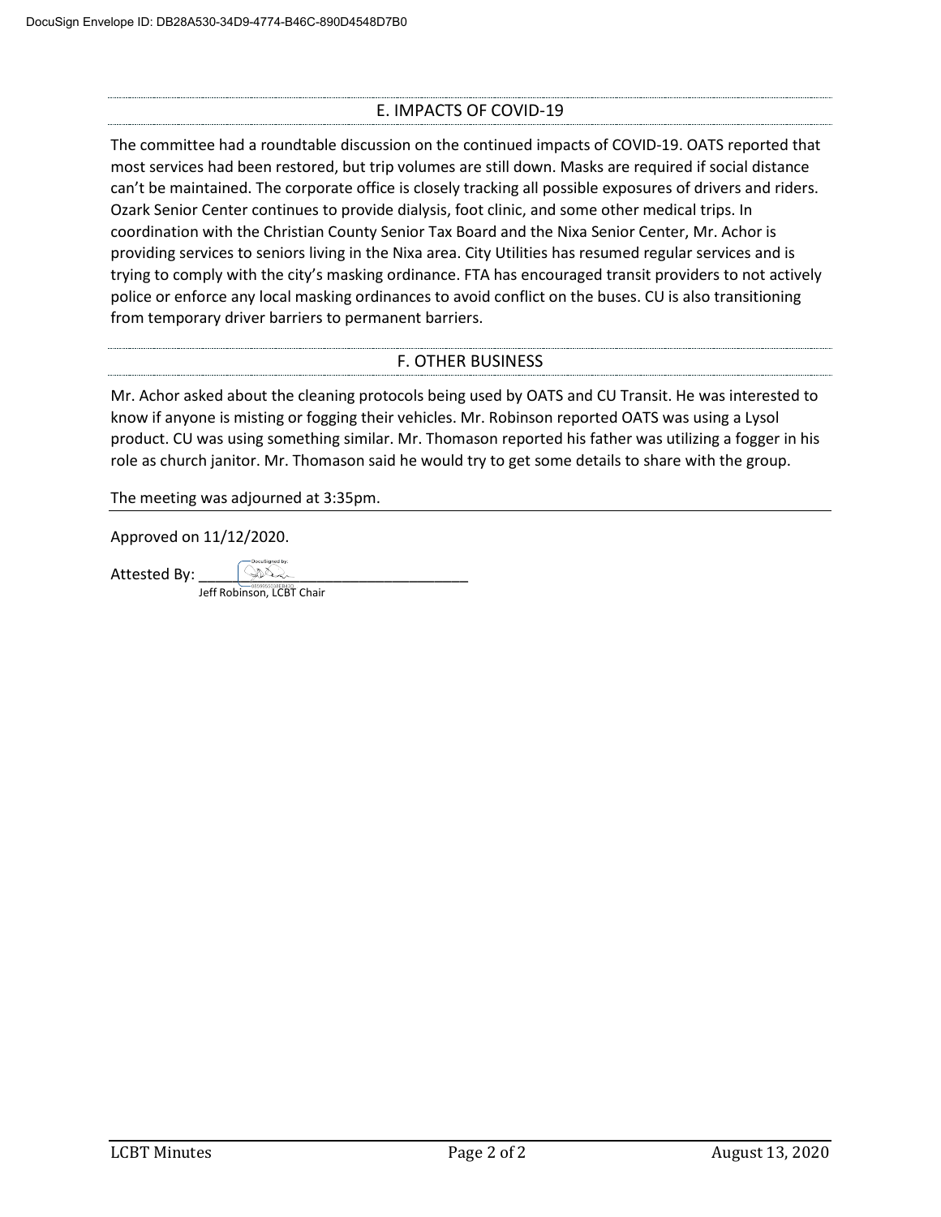## E. IMPACTS OF COVID-19

The committee had a roundtable discussion on the continued impacts of COVID-19. OATS reported that most services had been restored, but trip volumes are still down. Masks are required if social distance can't be maintained. The corporate office is closely tracking all possible exposures of drivers and riders. Ozark Senior Center continues to provide dialysis, foot clinic, and some other medical trips. In coordination with the Christian County Senior Tax Board and the Nixa Senior Center, Mr. Achor is providing services to seniors living in the Nixa area. City Utilities has resumed regular services and is trying to comply with the city's masking ordinance. FTA has encouraged transit providers to not actively police or enforce any local masking ordinances to avoid conflict on the buses. CU is also transitioning from temporary driver barriers to permanent barriers.

## F. OTHER BUSINESS

Mr. Achor asked about the cleaning protocols being used by OATS and CU Transit. He was interested to know if anyone is misting or fogging their vehicles. Mr. Robinson reported OATS was using a Lysol product. CU was using something similar. Mr. Thomason reported his father was utilizing a fogger in his role as church janitor. Mr. Thomason said he would try to get some details to share with the group.

The meeting was adjourned at 3:35pm.

Approved on 11/12/2020.

Attested By: ________________________________

Jeff Robinson, LCBT Chair